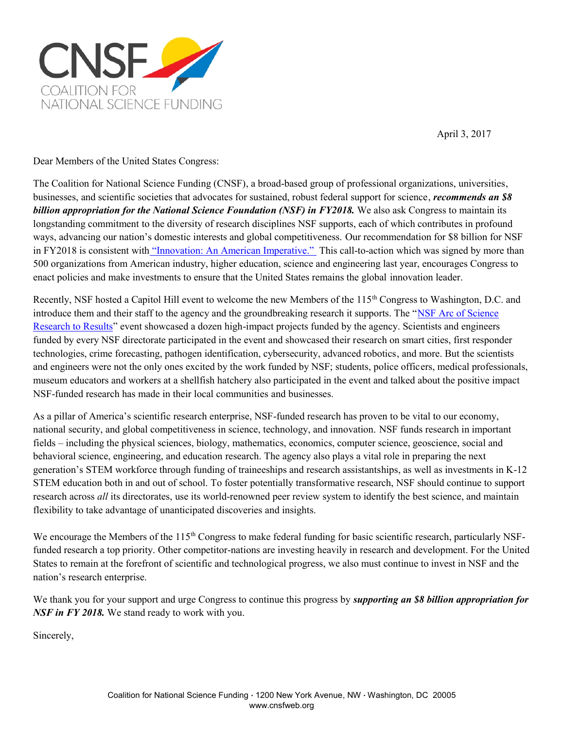CNSF
COALITION FOR
NATIONAL SCIENCE FUNDING

April 3, 2017

Dear Members of the United States Congress:

The Coalition for National Science Funding (CNSF), a broad-based group of professional organizations, universities, businesses, and scientific societies that advocates for sustained, robust federal support for science, ***recommends an $8 billion appropriation for the National Science Foundation (NSF) in FY2018.*** We also ask Congress to maintain its longstanding commitment to the diversity of research disciplines NSF supports, each of which contributes in profound ways, advancing our nation's domestic interests and global competitiveness. Our recommendation for $8 billion for NSF in FY2018 is consistent with "Innovation: An American Imperative." This call-to-action which was signed by more than 500 organizations from American industry, higher education, science and engineering last year, encourages Congress to enact policies and make investments to ensure that the United States remains the global innovation leader.

Recently, NSF hosted a Capitol Hill event to welcome the new Members of the 115th Congress to Washington, D.C. and introduce them and their staff to the agency and the groundbreaking research it supports. The "NSF Arc of Science Research to Results" event showcased a dozen high-impact projects funded by the agency. Scientists and engineers funded by every NSF directorate participated in the event and showcased their research on smart cities, first responder technologies, crime forecasting, pathogen identification, cybersecurity, advanced robotics, and more. But the scientists and engineers were not the only ones excited by the work funded by NSF; students, police officers, medical professionals, museum educators and workers at a shellfish hatchery also participated in the event and talked about the positive impact NSF-funded research has made in their local communities and businesses.

As a pillar of America's scientific research enterprise, NSF-funded research has proven to be vital to our economy, national security, and global competitiveness in science, technology, and innovation. NSF funds research in important fields – including the physical sciences, biology, mathematics, economics, computer science, geoscience, social and behavioral science, engineering, and education research. The agency also plays a vital role in preparing the next generation's STEM workforce through funding of traineeships and research assistantships, as well as investments in K-12 STEM education both in and out of school. To foster potentially transformative research, NSF should continue to support research across *all* its directorates, use its world-renowned peer review system to identify the best science, and maintain flexibility to take advantage of unanticipated discoveries and insights.

We encourage the Members of the 115th Congress to make federal funding for basic scientific research, particularly NSF-funded research a top priority. Other competitor-nations are investing heavily in research and development. For the United States to remain at the forefront of scientific and technological progress, we also must continue to invest in NSF and the nation's research enterprise.

We thank you for your support and urge Congress to continue this progress by ***supporting an $8 billion appropriation for NSF in FY 2018.*** We stand ready to work with you.

Sincerely,

Coalition for National Science Funding · 1200 New York Avenue, NW · Washington, DC 20005
www.cnsfweb.org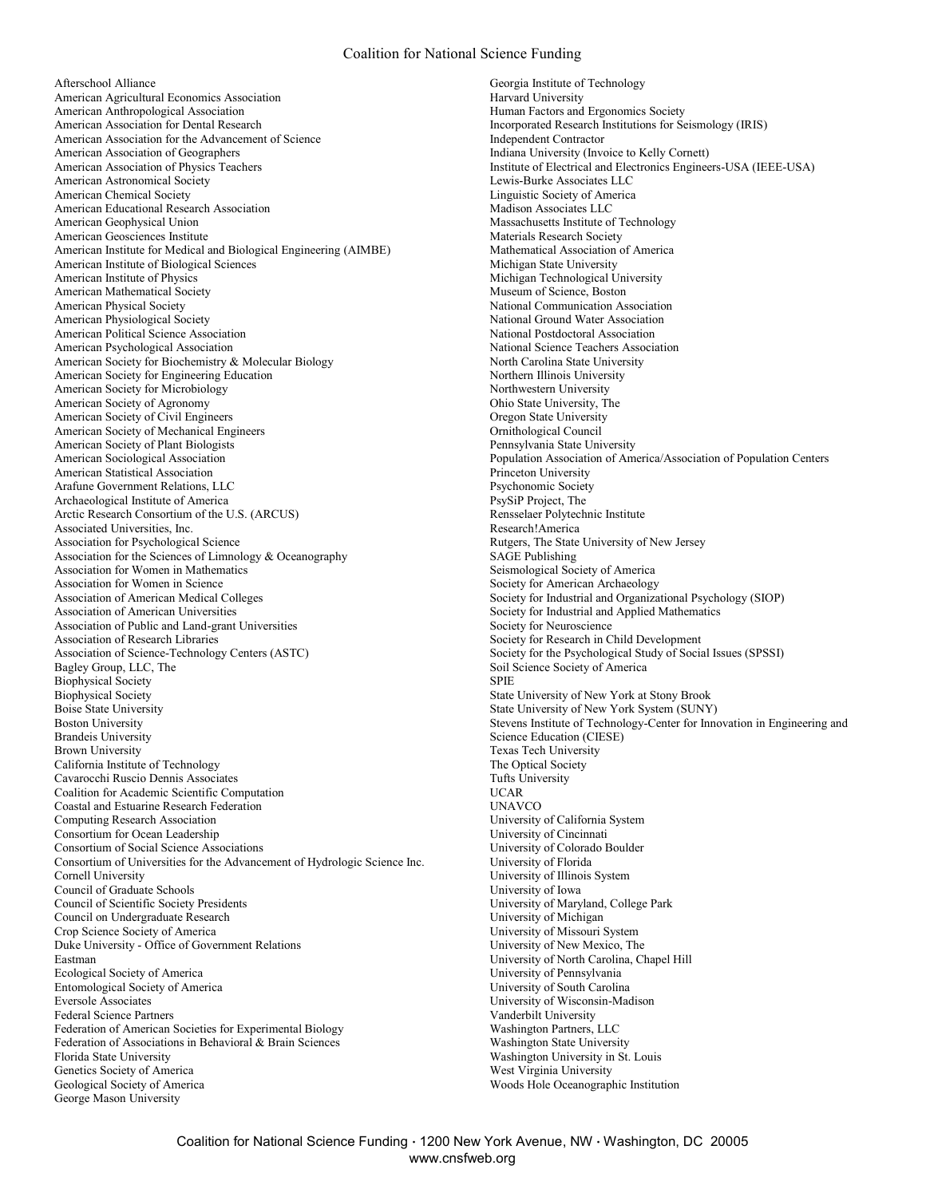# Coalition for National Science Funding

Afterschool Alliance
American Agricultural Economics Association
American Anthropological Association
American Association for Dental Research
American Association for the Advancement of Science
American Association of Geographers
American Association of Physics Teachers
American Astronomical Society
American Chemical Society
American Educational Research Association
American Geophysical Union
American Geosciences Institute
American Institute for Medical and Biological Engineering (AIMBE)
American Institute of Biological Sciences
American Institute of Physics
American Mathematical Society
American Physical Society
American Physiological Society
American Political Science Association
American Psychological Association
American Society for Biochemistry & Molecular Biology
American Society for Engineering Education
American Society for Microbiology
American Society of Agronomy
American Society of Civil Engineers
American Society of Mechanical Engineers
American Society of Plant Biologists
American Sociological Association
American Statistical Association
Arafune Government Relations, LLC
Archaeological Institute of America
Arctic Research Consortium of the U.S. (ARCUS)
Associated Universities, Inc.
Association for Psychological Science
Association for the Sciences of Limnology & Oceanography
Association for Women in Mathematics
Association for Women in Science
Association of American Medical Colleges
Association of American Universities
Association of Public and Land-grant Universities
Association of Research Libraries
Association of Science-Technology Centers (ASTC)
Bagley Group, LLC, The
Biophysical Society
Biophysical Society
Boise State University
Boston University
Brandeis University
Brown University
California Institute of Technology
Cavarocchi Ruscio Dennis Associates
Coalition for Academic Scientific Computation
Coastal and Estuarine Research Federation
Computing Research Association
Consortium for Ocean Leadership
Consortium of Social Science Associations
Consortium of Universities for the Advancement of Hydrologic Science Inc.
Cornell University
Council of Graduate Schools
Council of Scientific Society Presidents
Council on Undergraduate Research
Crop Science Society of America
Duke University - Office of Government Relations
Eastman
Ecological Society of America
Entomological Society of America
Eversole Associates
Federal Science Partners
Federation of American Societies for Experimental Biology
Federation of Associations in Behavioral & Brain Sciences
Florida State University
Genetics Society of America
Geological Society of America
George Mason University
Georgia Institute of Technology
Harvard University
Human Factors and Ergonomics Society
Incorporated Research Institutions for Seismology (IRIS)
Independent Contractor
Indiana University (Invoice to Kelly Cornett)
Institute of Electrical and Electronics Engineers-USA (IEEE-USA)
Lewis-Burke Associates LLC
Linguistic Society of America
Madison Associates LLC
Massachusetts Institute of Technology
Materials Research Society
Mathematical Association of America
Michigan State University
Michigan Technological University
Museum of Science, Boston
National Communication Association
National Ground Water Association
National Postdoctoral Association
National Science Teachers Association
North Carolina State University
Northern Illinois University
Northwestern University
Ohio State University, The
Oregon State University
Ornithological Council
Pennsylvania State University
Population Association of America/Association of Population Centers
Princeton University
Psychonomic Society
PsySiP Project, The
Rensselaer Polytechnic Institute
Research!America
Rutgers, The State University of New Jersey
SAGE Publishing
Seismological Society of America
Society for American Archaeology
Society for Industrial and Organizational Psychology (SIOP)
Society for Industrial and Applied Mathematics
Society for Neuroscience
Society for Research in Child Development
Society for the Psychological Study of Social Issues (SPSSI)
Soil Science Society of America
SPIE
State University of New York at Stony Brook
State University of New York System (SUNY)
Stevens Institute of Technology-Center for Innovation in Engineering and Science Education (CIESE)
Texas Tech University
The Optical Society
Tufts University
UCAR
UNAVCO
University of California System
University of Cincinnati
University of Colorado Boulder
University of Florida
University of Illinois System
University of Iowa
University of Maryland, College Park
University of Michigan
University of Missouri System
University of New Mexico, The
University of North Carolina, Chapel Hill
University of Pennsylvania
University of South Carolina
University of Wisconsin-Madison
Vanderbilt University
Washington Partners, LLC
Washington State University
Washington University in St. Louis
West Virginia University
Woods Hole Oceanographic Institution

Coalition for National Science Funding · 1200 New York Avenue, NW · Washington, DC 20005
www.cnsfweb.org